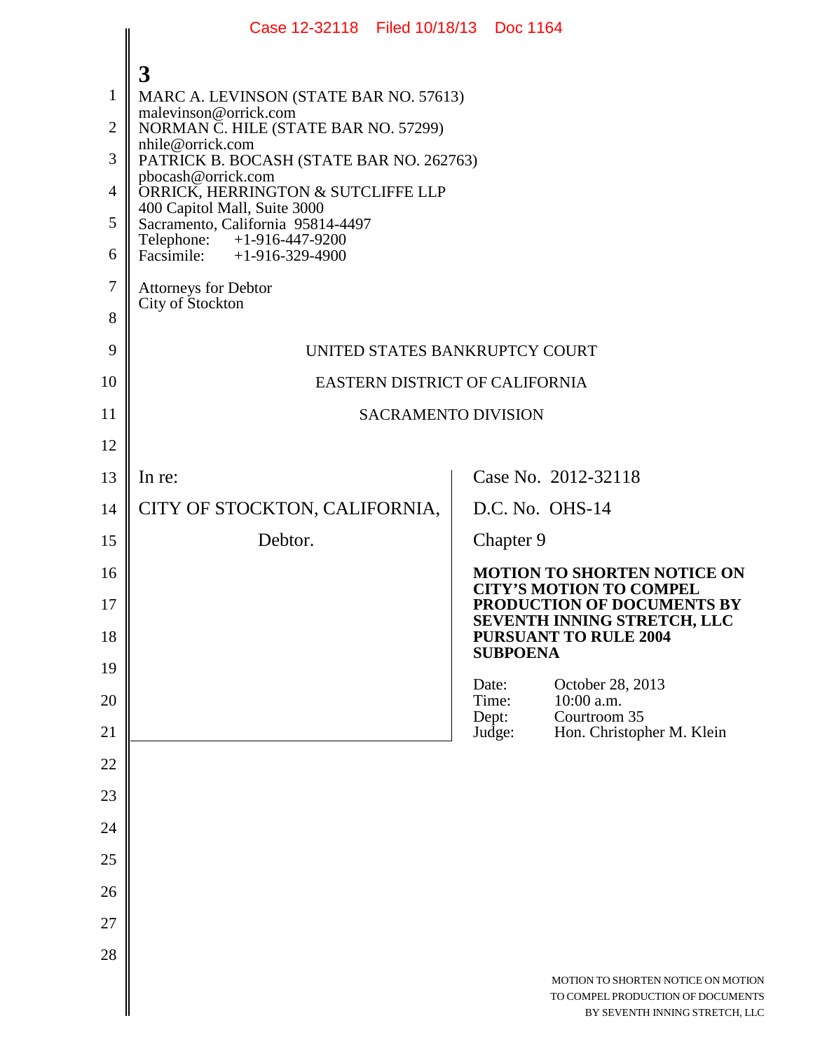3

MARC A. LEVINSON (STATE BAR NO. 57613)
malevinson@orrick.com
NORMAN C. HILE (STATE BAR NO. 57299)
nhile@orrick.com
PATRICK B. BOCASH (STATE BAR NO. 262763)
pbocash@orrick.com
ORRICK, HERRINGTON & SUTCLIFFE LLP
400 Capitol Mall, Suite 3000
Sacramento, California 95814-4497
Telephone: +1-916-447-9200
Facsimile: +1-916-329-4900

Attorneys for Debtor
City of Stockton

UNITED STATES BANKRUPTCY COURT

EASTERN DISTRICT OF CALIFORNIA

SACRAMENTO DIVISION

| | |
|---|---|
| In re: | Case No. 2012-32118 |
| CITY OF STOCKTON, CALIFORNIA, | D.C. No. OHS-14 |
| Debtor. | Chapter 9 |
| | **MOTION TO SHORTEN NOTICE ON CITY'S MOTION TO COMPEL PRODUCTION OF DOCUMENTS BY SEVENTH INNING STRETCH, LLC PURSUANT TO RULE 2004 SUBPOENA** |
| | Date: October 28, 2013<br>Time: 10:00 a.m.<br>Dept: Courtroom 35<br>Judge: Hon. Christopher M. Klein |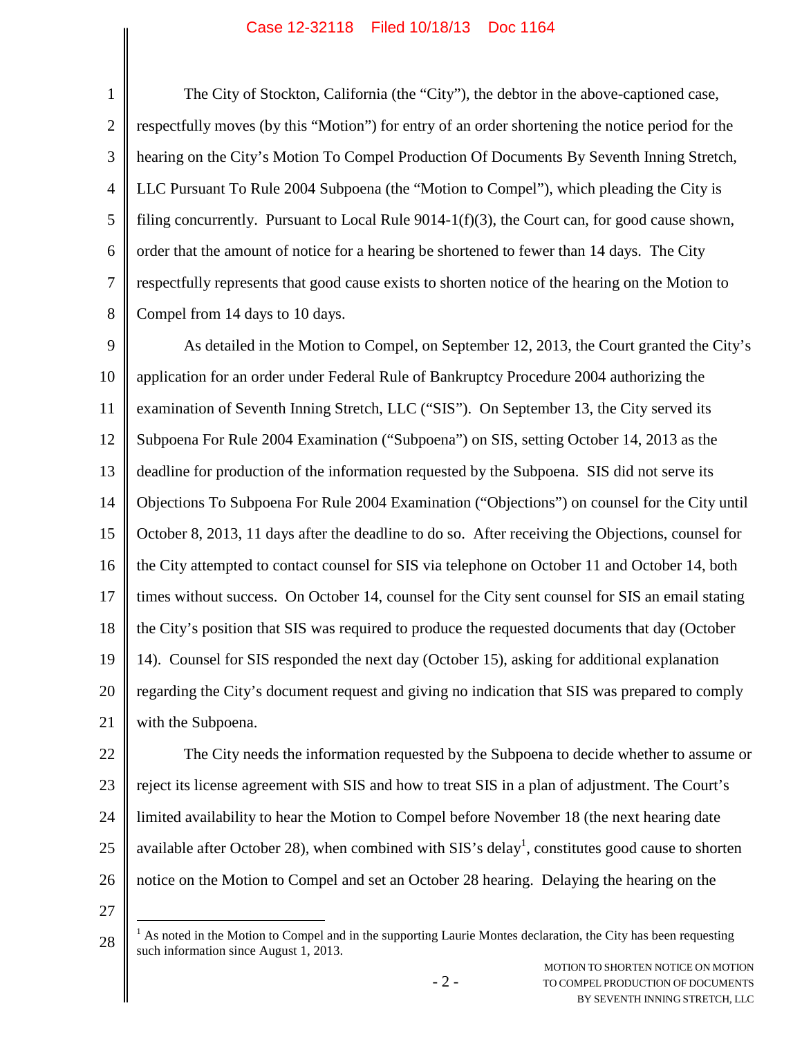The City of Stockton, California (the "City"), the debtor in the above-captioned case, respectfully moves (by this "Motion") for entry of an order shortening the notice period for the hearing on the City's Motion To Compel Production Of Documents By Seventh Inning Stretch, LLC Pursuant To Rule 2004 Subpoena (the "Motion to Compel"), which pleading the City is filing concurrently. Pursuant to Local Rule 9014-1(f)(3), the Court can, for good cause shown, order that the amount of notice for a hearing be shortened to fewer than 14 days. The City respectfully represents that good cause exists to shorten notice of the hearing on the Motion to Compel from 14 days to 10 days.

As detailed in the Motion to Compel, on September 12, 2013, the Court granted the City's application for an order under Federal Rule of Bankruptcy Procedure 2004 authorizing the examination of Seventh Inning Stretch, LLC ("SIS"). On September 13, the City served its Subpoena For Rule 2004 Examination ("Subpoena") on SIS, setting October 14, 2013 as the deadline for production of the information requested by the Subpoena. SIS did not serve its Objections To Subpoena For Rule 2004 Examination ("Objections") on counsel for the City until October 8, 2013, 11 days after the deadline to do so. After receiving the Objections, counsel for the City attempted to contact counsel for SIS via telephone on October 11 and October 14, both times without success. On October 14, counsel for the City sent counsel for SIS an email stating the City's position that SIS was required to produce the requested documents that day (October 14). Counsel for SIS responded the next day (October 15), asking for additional explanation regarding the City's document request and giving no indication that SIS was prepared to comply with the Subpoena.

The City needs the information requested by the Subpoena to decide whether to assume or reject its license agreement with SIS and how to treat SIS in a plan of adjustment. The Court's limited availability to hear the Motion to Compel before November 18 (the next hearing date available after October 28), when combined with SIS's delay[1], constitutes good cause to shorten notice on the Motion to Compel and set an October 28 hearing. Delaying the hearing on the

[1] As noted in the Motion to Compel and in the supporting Laurie Montes declaration, the City has been requesting such information since August 1, 2013.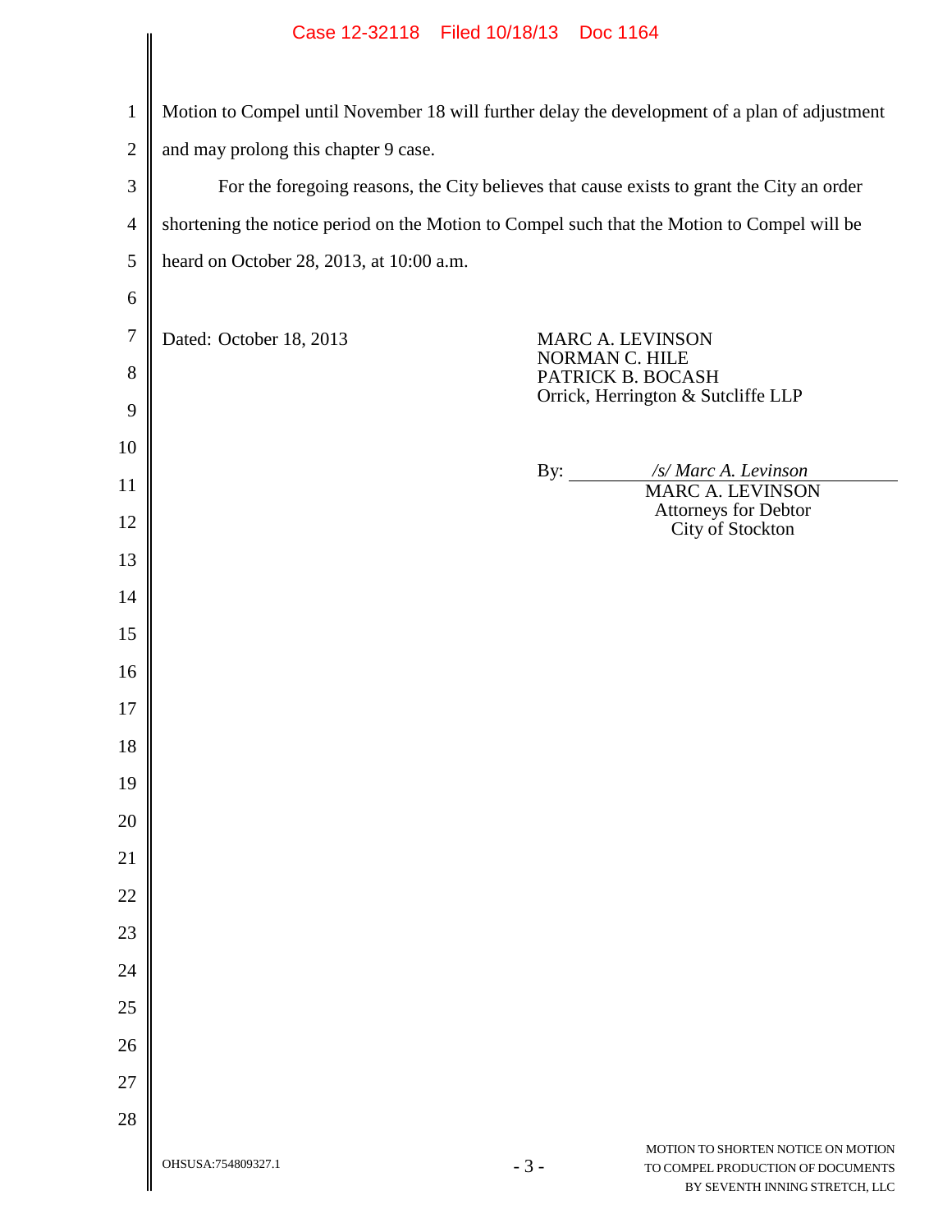Motion to Compel until November 18 will further delay the development of a plan of adjustment and may prolong this chapter 9 case.

For the foregoing reasons, the City believes that cause exists to grant the City an order shortening the notice period on the Motion to Compel such that the Motion to Compel will be heard on October 28, 2013, at 10:00 a.m.

Dated: October 18, 2013

MARC A. LEVINSON
NORMAN C. HILE
PATRICK B. BOCASH
Orrick, Herrington & Sutcliffe LLP

By: */s/ Marc A. Levinson*
MARC A. LEVINSON
Attorneys for Debtor
City of Stockton

OHSUSA:754809327.1

MOTION TO SHORTEN NOTICE ON MOTION TO COMPEL PRODUCTION OF DOCUMENTS BY SEVENTH INNING STRETCH, LLC